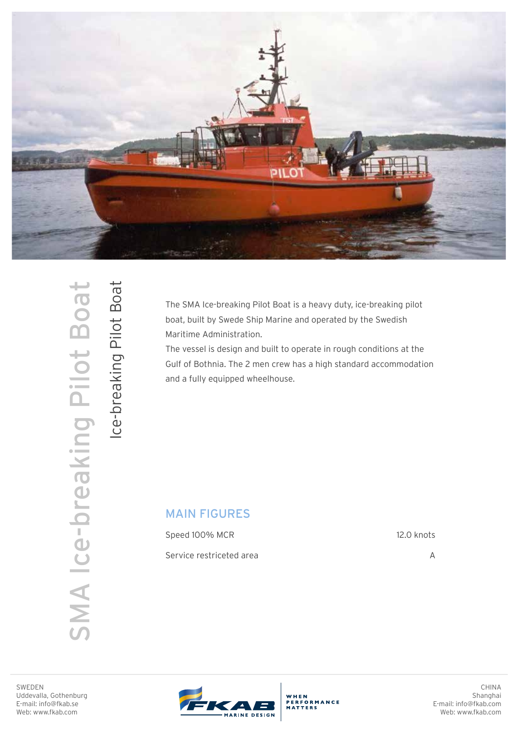# SMA Ice-breaking Pilot Boat

## Ice-breaking Pilot Boat

The SMA Ice-breaking Pilot Boat is a heavy duty, ice-breaking pilot boat, built by Swede Ship Marine and operated by the Swedish Maritime Administration.

The vessel is design and built to operate in rough conditions at the Gulf of Bothnia. The 2 men crew has a high standard accommodation and a fully equipped wheelhouse.

## MAIN FIGURES

| | |
|---|---|
| Speed 100% MCR | 12.0 knots |
| Service restriceted area | A |

SWEDEN
Uddevalla, Gothenburg
E-mail: info@fkab.se
Web: www.fkab.com

FKAB MARINE DESIGN — WHEN PERFORMANCE MATTERS

CHINA
Shanghai
E-mail: info@fkab.com
Web: www.fkab.com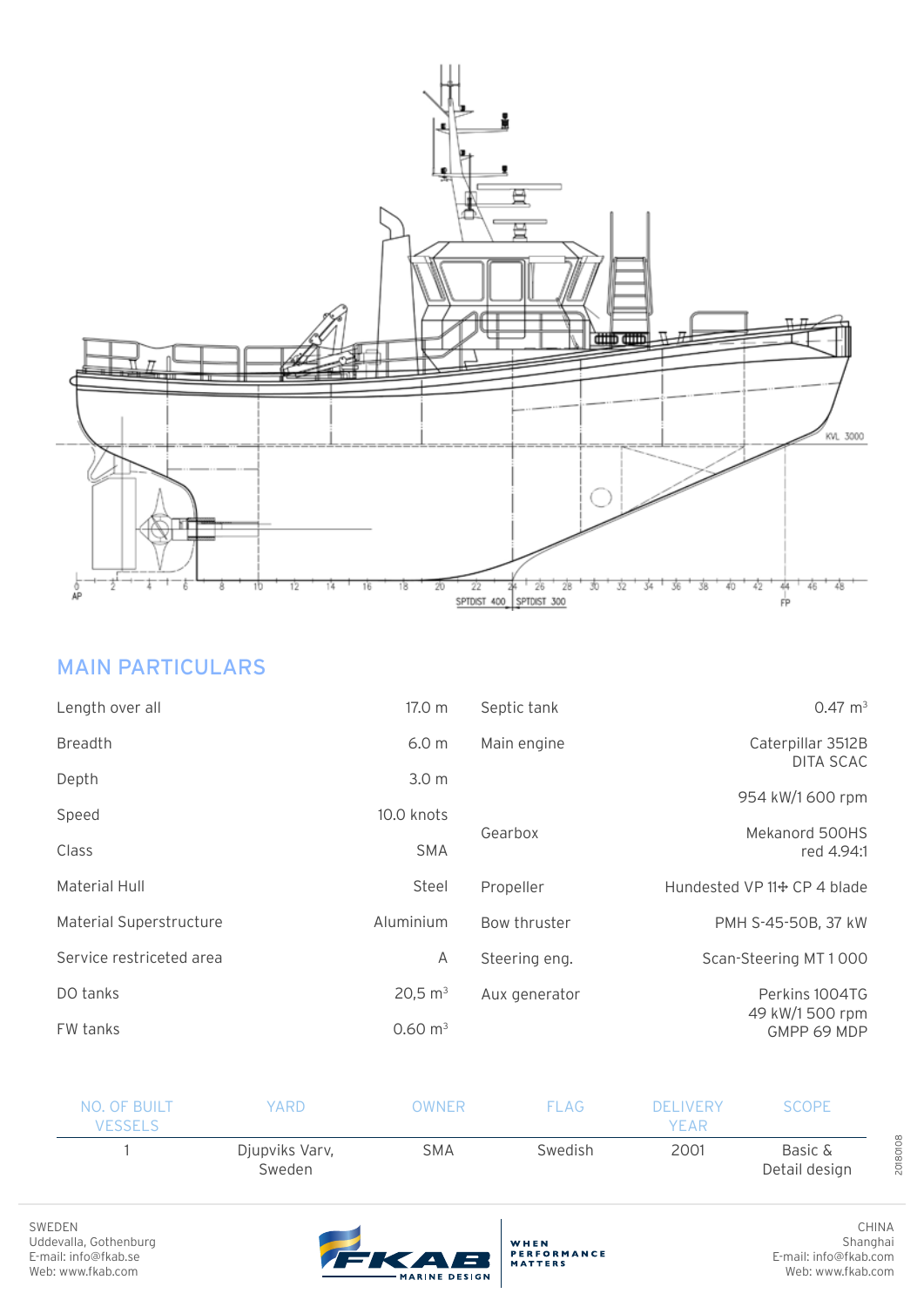## MAIN PARTICULARS

| | | | |
|---|---|---|---|
| Length over all | 17.0 m | Septic tank | 0.47 m³ |
| Breadth | 6.0 m | Main engine | Caterpillar 3512B DITA SCAC |
| Depth | 3.0 m | | 954 kW/1 600 rpm |
| Speed | 10.0 knots | Gearbox | Mekanord 500HS red 4.94:1 |
| Class | SMA | | |
| Material Hull | Steel | Propeller | Hundested VP 11✣ CP 4 blade |
| Material Superstructure | Aluminium | Bow thruster | PMH S-45-50B, 37 kW |
| Service restriceted area | A | Steering eng. | Scan-Steering MT 1 000 |
| DO tanks | 20,5 m³ | Aux generator | Perkins 1004TG 49 kW/1 500 rpm GMPP 69 MDP |
| FW tanks | 0.60 m³ | | |

| NO. OF BUILT VESSELS | YARD | OWNER | FLAG | DELIVERY YEAR | SCOPE |
|---|---|---|---|---|---|
| 1 | Djupviks Varv, Sweden | SMA | Swedish | 2001 | Basic & Detail design |

20180108

SWEDEN
Uddevalla, Gothenburg
E-mail: info@fkab.se
Web: www.fkab.com

FKAB MARINE DESIGN — WHEN PERFORMANCE MATTERS

CHINA
Shanghai
E-mail: info@fkab.com
Web: www.fkab.com